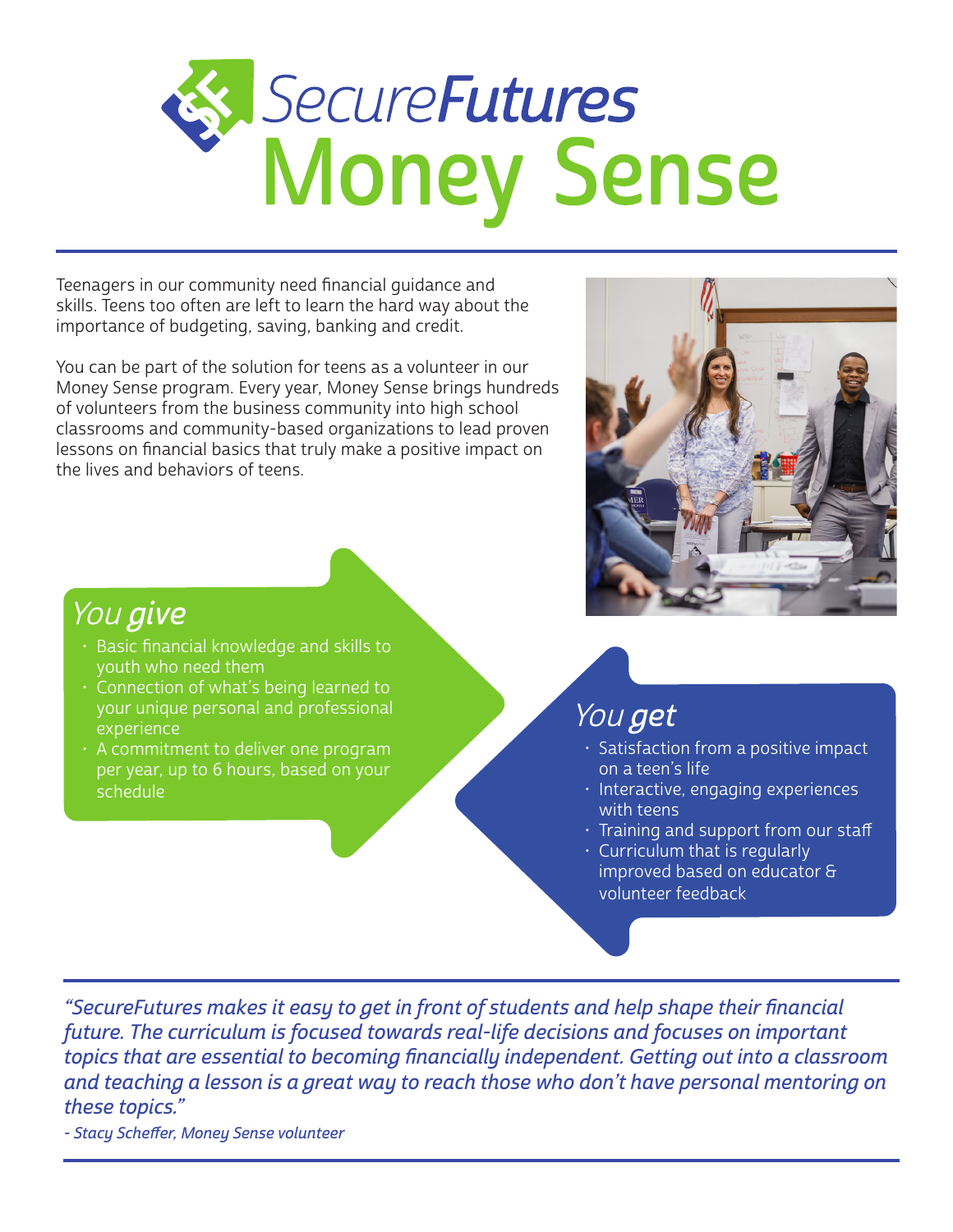# SecureFutures Money Sense

Teenagers in our community need financial guidance and skills. Teens too often are left to learn the hard way about the importance of budgeting, saving, banking and credit.

You can be part of the solution for teens as a volunteer in our Money Sense program. Every year, Money Sense brings hundreds of volunteers from the business community into high school classrooms and community-based organizations to lead proven lessons on financial basics that truly make a positive impact on the lives and behaviors of teens.

## *You* **give**

- Basic financial knowledge and skills to youth who need them
- Connection of what's being learned to your unique personal and professional experience
- A commitment to deliver one program per year, up to 6 hours, based on your schedule

## *You* **get**

- Satisfaction from a positive impact on a teen's life
- Interactive, engaging experiences with teens
- Training and support from our staff
- Curriculum that is regularly improved based on educator & volunteer feedback

*"SecureFutures makes it easy to get in front of students and help shape their financial future. The curriculum is focused towards real-life decisions and focuses on important topics that are essential to becoming financially independent. Getting out into a classroom and teaching a lesson is a great way to reach those who don't have personal mentoring on these topics."*

*- Stacy Scheffer, Money Sense volunteer*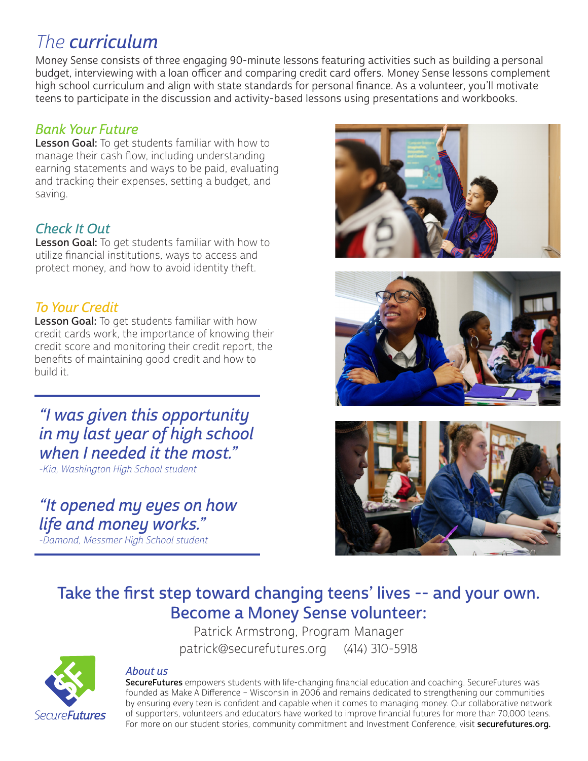# *The **curriculum***

Money Sense consists of three engaging 90-minute lessons featuring activities such as building a personal budget, interviewing with a loan officer and comparing credit card offers. Money Sense lessons complement high school curriculum and align with state standards for personal finance. As a volunteer, you'll motivate teens to participate in the discussion and activity-based lessons using presentations and workbooks.

### *Bank Your Future*

**Lesson Goal:** To get students familiar with how to manage their cash flow, including understanding earning statements and ways to be paid, evaluating and tracking their expenses, setting a budget, and saving.

### *Check It Out*

**Lesson Goal:** To get students familiar with how to utilize financial institutions, ways to access and protect money, and how to avoid identity theft.

### *To Your Credit*

**Lesson Goal:** To get students familiar with how credit cards work, the importance of knowing their credit score and monitoring their credit report, the benefits of maintaining good credit and how to build it.

> *"I was given this opportunity in my last year of high school when I needed it the most."*
>
> *-Kia, Washington High School student*

> *"It opened my eyes on how life and money works."*
>
> *-Damond, Messmer High School student*

## Take the first step toward changing teens' lives -- and your own. Become a Money Sense volunteer:

Patrick Armstrong, Program Manager
patrick@securefutures.org (414) 310-5918

SecureFutures

### *About us*

**SecureFutures** empowers students with life-changing financial education and coaching. SecureFutures was founded as Make A Difference – Wisconsin in 2006 and remains dedicated to strengthening our communities by ensuring every teen is confident and capable when it comes to managing money. Our collaborative network of supporters, volunteers and educators have worked to improve financial futures for more than 70,000 teens. For more on our student stories, community commitment and Investment Conference, visit **securefutures.org.**